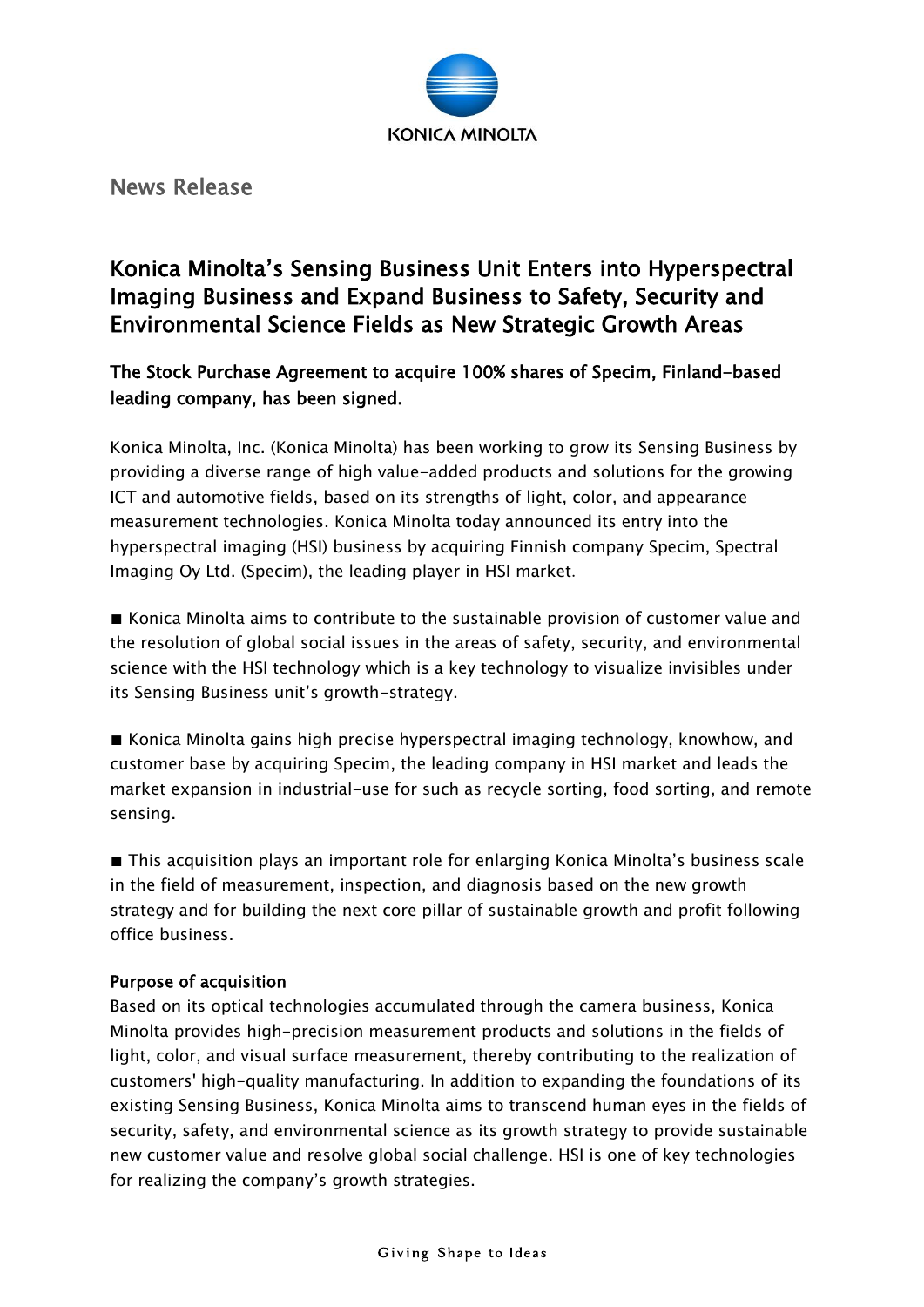KONICA MINOLTA

News Release

# Konica Minolta's Sensing Business Unit Enters into Hyperspectral Imaging Business and Expand Business to Safety, Security and Environmental Science Fields as New Strategic Growth Areas

## The Stock Purchase Agreement to acquire 100% shares of Specim, Finland-based leading company, has been signed.

Konica Minolta, Inc. (Konica Minolta) has been working to grow its Sensing Business by providing a diverse range of high value-added products and solutions for the growing ICT and automotive fields, based on its strengths of light, color, and appearance measurement technologies. Konica Minolta today announced its entry into the hyperspectral imaging (HSI) business by acquiring Finnish company Specim, Spectral Imaging Oy Ltd. (Specim), the leading player in HSI market.

■ Konica Minolta aims to contribute to the sustainable provision of customer value and the resolution of global social issues in the areas of safety, security, and environmental science with the HSI technology which is a key technology to visualize invisibles under its Sensing Business unit's growth-strategy.

■ Konica Minolta gains high precise hyperspectral imaging technology, knowhow, and customer base by acquiring Specim, the leading company in HSI market and leads the market expansion in industrial-use for such as recycle sorting, food sorting, and remote sensing.

■ This acquisition plays an important role for enlarging Konica Minolta's business scale in the field of measurement, inspection, and diagnosis based on the new growth strategy and for building the next core pillar of sustainable growth and profit following office business.

**Purpose of acquisition**

Based on its optical technologies accumulated through the camera business, Konica Minolta provides high-precision measurement products and solutions in the fields of light, color, and visual surface measurement, thereby contributing to the realization of customers' high-quality manufacturing. In addition to expanding the foundations of its existing Sensing Business, Konica Minolta aims to transcend human eyes in the fields of security, safety, and environmental science as its growth strategy to provide sustainable new customer value and resolve global social challenge. HSI is one of key technologies for realizing the company's growth strategies.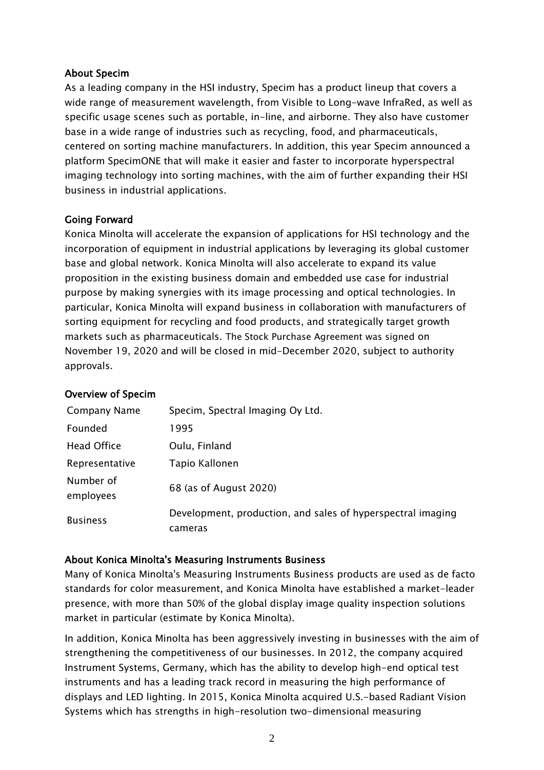## About Specim

As a leading company in the HSI industry, Specim has a product lineup that covers a wide range of measurement wavelength, from Visible to Long-wave InfraRed, as well as specific usage scenes such as portable, in-line, and airborne. They also have customer base in a wide range of industries such as recycling, food, and pharmaceuticals, centered on sorting machine manufacturers. In addition, this year Specim announced a platform SpecimONE that will make it easier and faster to incorporate hyperspectral imaging technology into sorting machines, with the aim of further expanding their HSI business in industrial applications.

## Going Forward

Konica Minolta will accelerate the expansion of applications for HSI technology and the incorporation of equipment in industrial applications by leveraging its global customer base and global network. Konica Minolta will also accelerate to expand its value proposition in the existing business domain and embedded use case for industrial purpose by making synergies with its image processing and optical technologies. In particular, Konica Minolta will expand business in collaboration with manufacturers of sorting equipment for recycling and food products, and strategically target growth markets such as pharmaceuticals. The Stock Purchase Agreement was signed on November 19, 2020 and will be closed in mid-December 2020, subject to authority approvals.

## Overview of Specim

| | |
|---|---|
| Company Name | Specim, Spectral Imaging Oy Ltd. |
| Founded | 1995 |
| Head Office | Oulu, Finland |
| Representative | Tapio Kallonen |
| Number of employees | 68 (as of August 2020) |
| Business | Development, production, and sales of hyperspectral imaging cameras |

## About Konica Minolta's Measuring Instruments Business

Many of Konica Minolta's Measuring Instruments Business products are used as de facto standards for color measurement, and Konica Minolta have established a market-leader presence, with more than 50% of the global display image quality inspection solutions market in particular (estimate by Konica Minolta).

In addition, Konica Minolta has been aggressively investing in businesses with the aim of strengthening the competitiveness of our businesses. In 2012, the company acquired Instrument Systems, Germany, which has the ability to develop high-end optical test instruments and has a leading track record in measuring the high performance of displays and LED lighting. In 2015, Konica Minolta acquired U.S.-based Radiant Vision Systems which has strengths in high-resolution two-dimensional measuring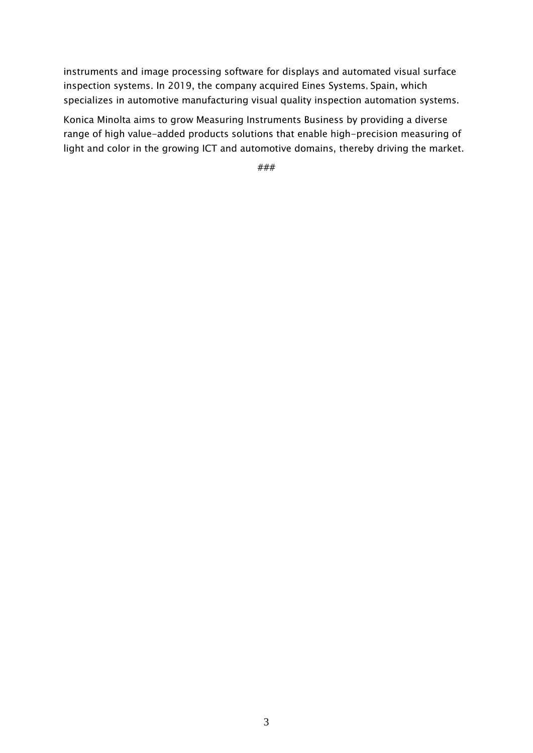instruments and image processing software for displays and automated visual surface inspection systems. In 2019, the company acquired Eines Systems, Spain, which specializes in automotive manufacturing visual quality inspection automation systems.

Konica Minolta aims to grow Measuring Instruments Business by providing a diverse range of high value-added products solutions that enable high-precision measuring of light and color in the growing ICT and automotive domains, thereby driving the market.

###